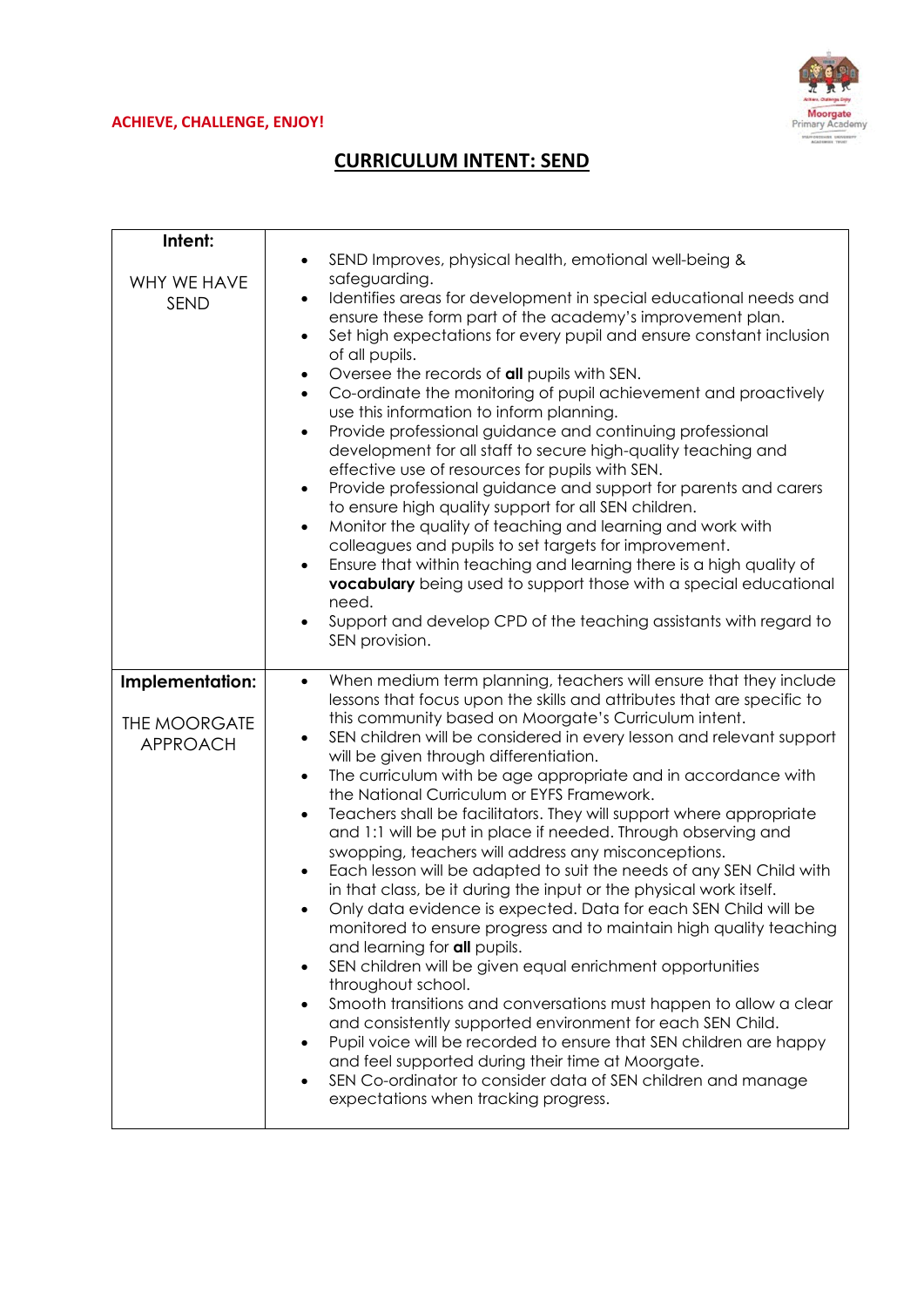**ACHIEVE, CHALLENGE, ENJOY!**

# CURRICULUM INTENT: SEND

| **Intent:**<br><br>WHY WE HAVE SEND | • SEND Improves, physical health, emotional well-being & safeguarding.<br>• Identifies areas for development in special educational needs and ensure these form part of the academy's improvement plan.<br>• Set high expectations for every pupil and ensure constant inclusion of all pupils.<br>• Oversee the records of **all** pupils with SEN.<br>• Co-ordinate the monitoring of pupil achievement and proactively use this information to inform planning.<br>• Provide professional guidance and continuing professional development for all staff to secure high-quality teaching and effective use of resources for pupils with SEN.<br>• Provide professional guidance and support for parents and carers to ensure high quality support for all SEN children.<br>• Monitor the quality of teaching and learning and work with colleagues and pupils to set targets for improvement.<br>• Ensure that within teaching and learning there is a high quality of **vocabulary** being used to support those with a special educational need.<br>• Support and develop CPD of the teaching assistants with regard to SEN provision. |
|---|---|
| **Implementation:**<br><br>THE MOORGATE APPROACH | • When medium term planning, teachers will ensure that they include lessons that focus upon the skills and attributes that are specific to this community based on Moorgate's Curriculum intent.<br>• SEN children will be considered in every lesson and relevant support will be given through differentiation.<br>• The curriculum with be age appropriate and in accordance with the National Curriculum or EYFS Framework.<br>• Teachers shall be facilitators. They will support where appropriate and 1:1 will be put in place if needed. Through observing and swopping, teachers will address any misconceptions.<br>• Each lesson will be adapted to suit the needs of any SEN Child with in that class, be it during the input or the physical work itself.<br>• Only data evidence is expected. Data for each SEN Child will be monitored to ensure progress and to maintain high quality teaching and learning for **all** pupils.<br>• SEN children will be given equal enrichment opportunities throughout school.<br>• Smooth transitions and conversations must happen to allow a clear and consistently supported environment for each SEN Child.<br>• Pupil voice will be recorded to ensure that SEN children are happy and feel supported during their time at Moorgate.<br>• SEN Co-ordinator to consider data of SEN children and manage expectations when tracking progress. |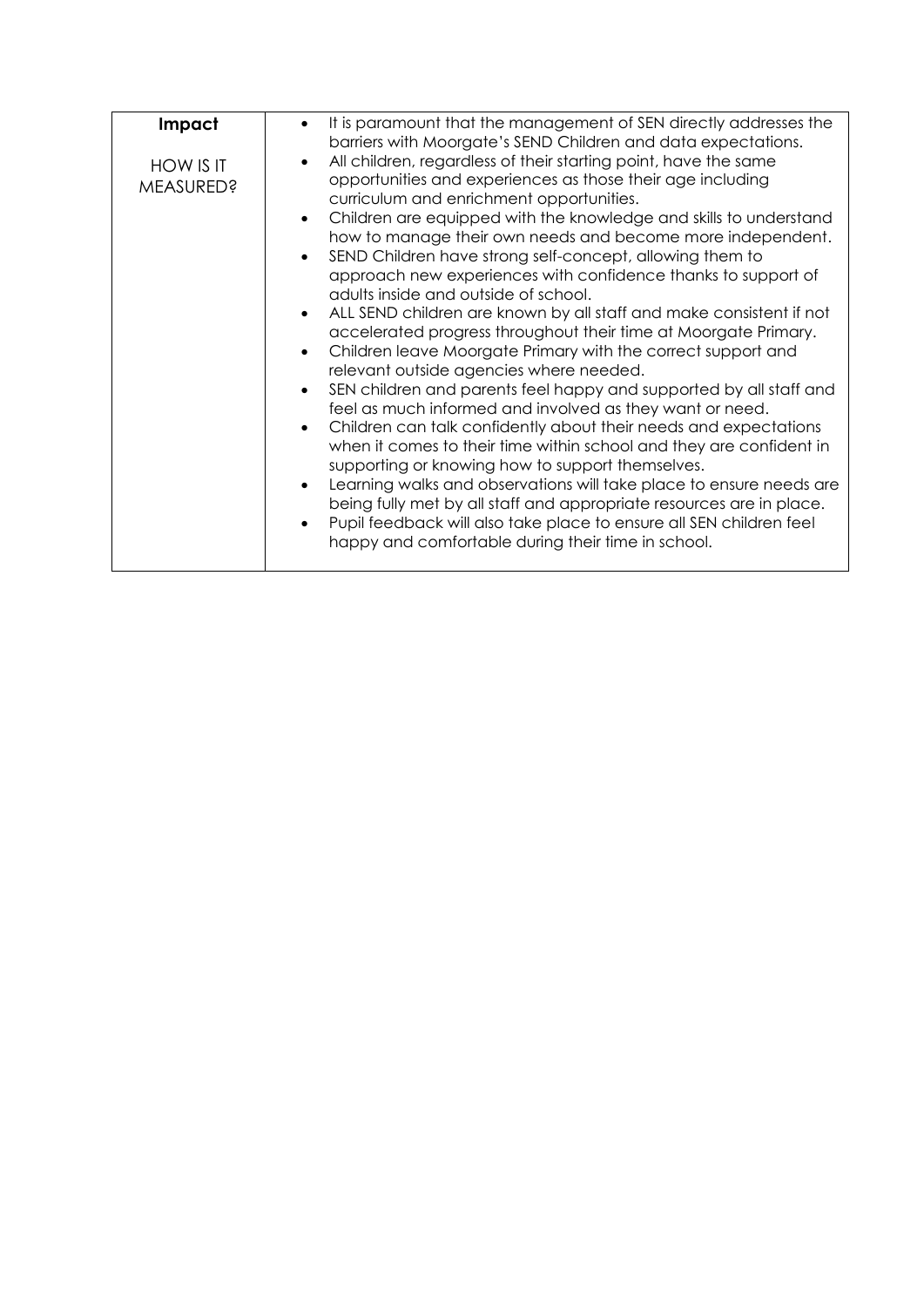| | |
|---|---|
| **Impact**<br><br>HOW IS IT MEASURED? | • It is paramount that the management of SEN directly addresses the barriers with Moorgate's SEND Children and data expectations.<br>• All children, regardless of their starting point, have the same opportunities and experiences as those their age including curriculum and enrichment opportunities.<br>• Children are equipped with the knowledge and skills to understand how to manage their own needs and become more independent.<br>• SEND Children have strong self-concept, allowing them to approach new experiences with confidence thanks to support of adults inside and outside of school.<br>• ALL SEND children are known by all staff and make consistent if not accelerated progress throughout their time at Moorgate Primary.<br>• Children leave Moorgate Primary with the correct support and relevant outside agencies where needed.<br>• SEN children and parents feel happy and supported by all staff and feel as much informed and involved as they want or need.<br>• Children can talk confidently about their needs and expectations when it comes to their time within school and they are confident in supporting or knowing how to support themselves.<br>• Learning walks and observations will take place to ensure needs are being fully met by all staff and appropriate resources are in place.<br>• Pupil feedback will also take place to ensure all SEN children feel happy and comfortable during their time in school. |